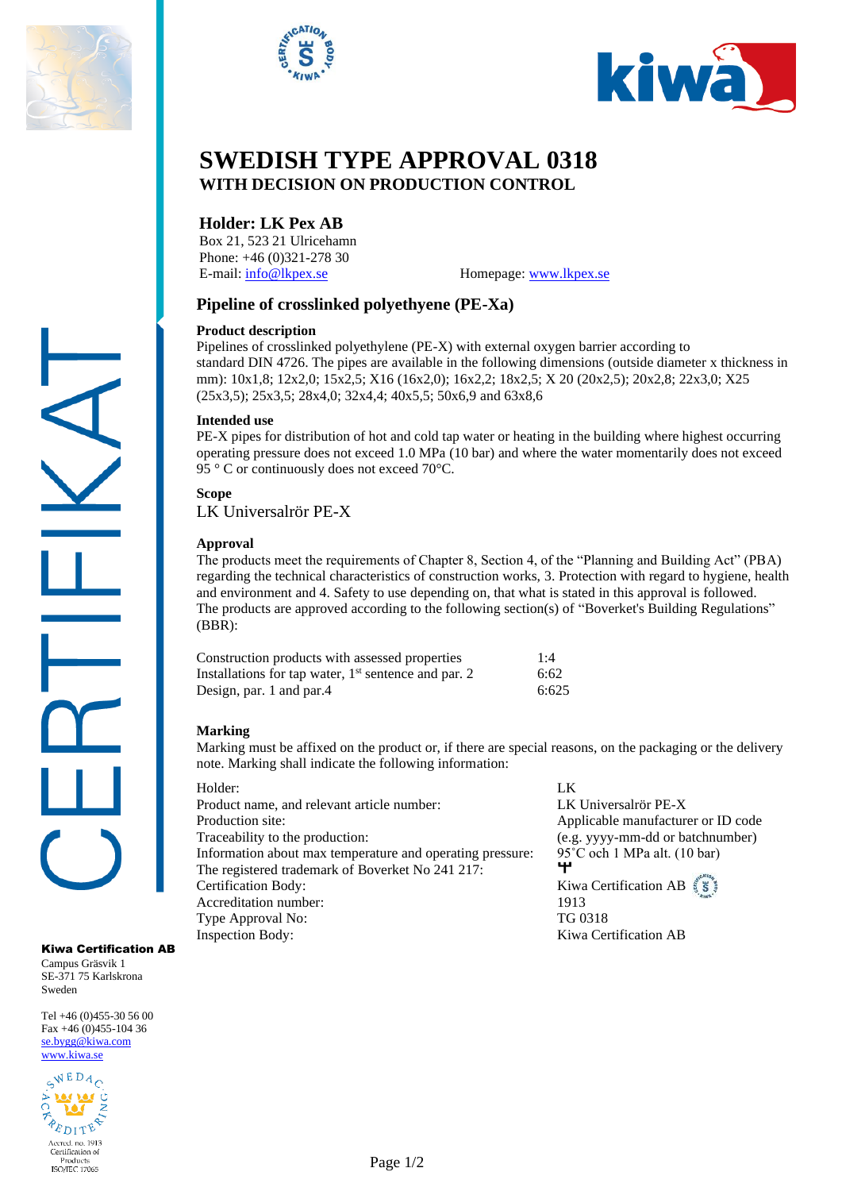# SWEDISH TYPE APPROVAL 0318

## WITH DECISION ON PRODUCTION CONTROL

### Holder: LK Pex AB

Box 21, 523 21 Ulricehamn
Phone: +46 (0)321-278 30
E-mail: info@lkpex.se    Homepage: www.lkpex.se

## Pipeline of crosslinked polyethyene (PE-Xa)

**Product description**

Pipelines of crosslinked polyethylene (PE-X) with external oxygen barrier according to standard DIN 4726. The pipes are available in the following dimensions (outside diameter x thickness in mm): 10x1,8; 12x2,0; 15x2,5; X16 (16x2,0); 16x2,2; 18x2,5; X 20 (20x2,5); 20x2,8; 22x3,0; X25 (25x3,5); 25x3,5; 28x4,0; 32x4,4; 40x5,5; 50x6,9 and 63x8,6

**Intended use**

PE-X pipes for distribution of hot and cold tap water or heating in the building where highest occurring operating pressure does not exceed 1.0 MPa (10 bar) and where the water momentarily does not exceed 95 ° C or continuously does not exceed 70°C.

**Scope**

LK Universalrör PE-X

**Approval**

The products meet the requirements of Chapter 8, Section 4, of the "Planning and Building Act" (PBA) regarding the technical characteristics of construction works, 3. Protection with regard to hygiene, health and environment and 4. Safety to use depending on, that what is stated in this approval is followed.
The products are approved according to the following section(s) of "Boverket's Building Regulations" (BBR):

| | |
|---|---|
| Construction products with assessed properties | 1:4 |
| Installations for tap water, 1st sentence and par. 2 | 6:62 |
| Design, par. 1 and par.4 | 6:625 |

**Marking**

Marking must be affixed on the product or, if there are special reasons, on the packaging or the delivery note. Marking shall indicate the following information:

| | |
|---|---|
| Holder: | LK |
| Product name, and relevant article number: | LK Universalrör PE-X |
| Production site: | Applicable manufacturer or ID code |
| Traceability to the production: | (e.g. yyyy-mm-dd or batchnumber) |
| Information about max temperature and operating pressure: | 95˚C och 1 MPa alt. (10 bar) |
| The registered trademark of Boverket No 241 217: | |
| Certification Body: | Kiwa Certification AB |
| Accreditation number: | 1913 |
| Type Approval No: | TG 0318 |
| Inspection Body: | Kiwa Certification AB |

CERTIFIKAT

**Kiwa Certification AB**
Campus Gräsvik 1
SE-371 75 Karlskrona
Sweden

Tel +46 (0)455-30 56 00
Fax +46 (0)455-104 36
se.bygg@kiwa.com
www.kiwa.se

Accred. no. 1913
Certification of Products
ISO/IEC 17065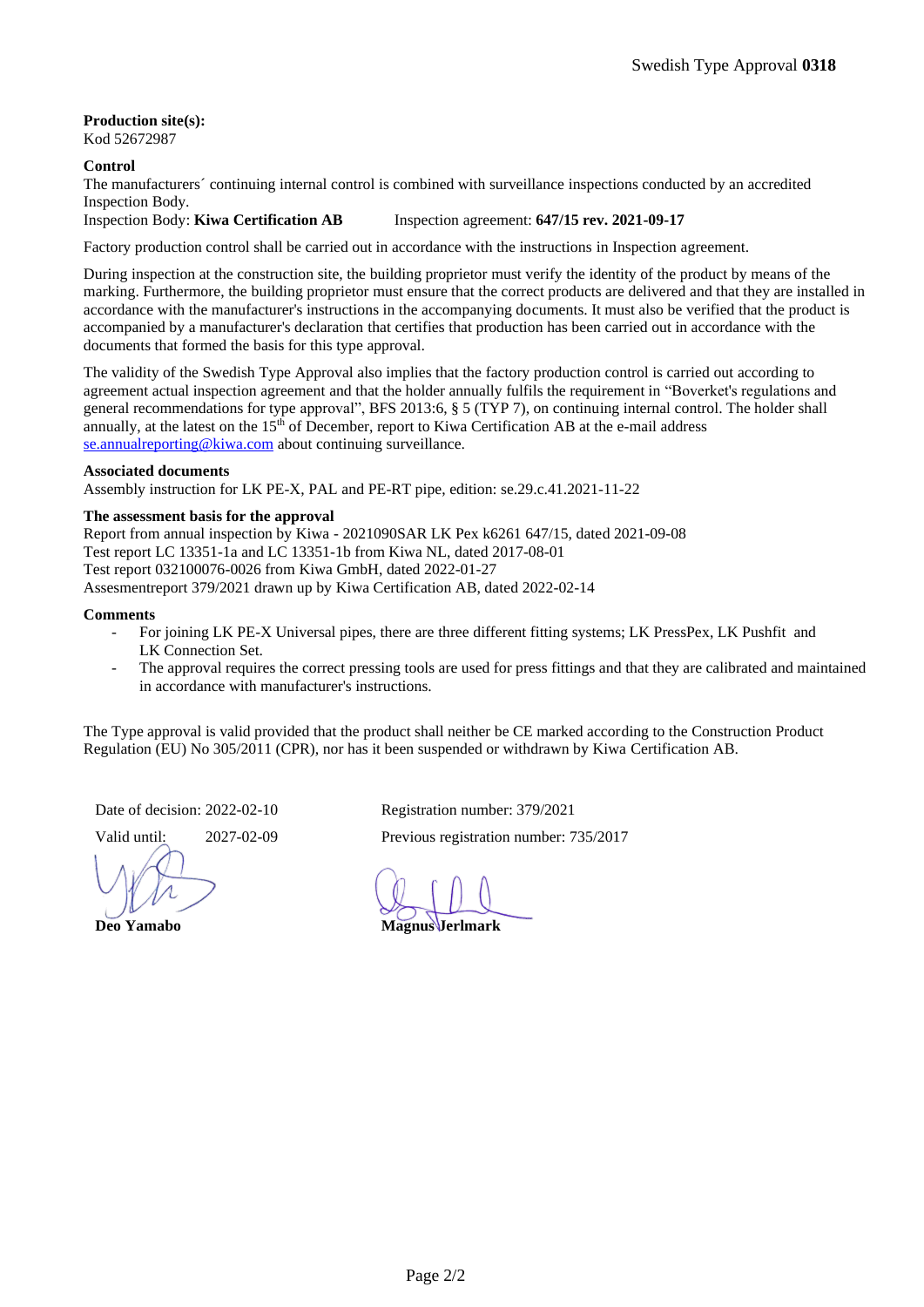**Production site(s):**
Kod 52672987

**Control**
The manufacturers´ continuing internal control is combined with surveillance inspections conducted by an accredited Inspection Body.
Inspection Body: **Kiwa Certification AB** Inspection agreement: **647/15 rev. 2021-09-17**

Factory production control shall be carried out in accordance with the instructions in Inspection agreement.

During inspection at the construction site, the building proprietor must verify the identity of the product by means of the marking. Furthermore, the building proprietor must ensure that the correct products are delivered and that they are installed in accordance with the manufacturer's instructions in the accompanying documents. It must also be verified that the product is accompanied by a manufacturer's declaration that certifies that production has been carried out in accordance with the documents that formed the basis for this type approval.

The validity of the Swedish Type Approval also implies that the factory production control is carried out according to agreement actual inspection agreement and that the holder annually fulfils the requirement in "Boverket's regulations and general recommendations for type approval", BFS 2013:6, § 5 (TYP 7), on continuing internal control. The holder shall annually, at the latest on the 15th of December, report to Kiwa Certification AB at the e-mail address se.annualreporting@kiwa.com about continuing surveillance.

**Associated documents**
Assembly instruction for LK PE-X, PAL and PE-RT pipe, edition: se.29.c.41.2021-11-22

**The assessment basis for the approval**
Report from annual inspection by Kiwa - 2021090SAR LK Pex k6261 647/15, dated 2021-09-08
Test report LC 13351-1a and LC 13351-1b from Kiwa NL, dated 2017-08-01
Test report 032100076-0026 from Kiwa GmbH, dated 2022-01-27
Assesmentreport 379/2021 drawn up by Kiwa Certification AB, dated 2022-02-14

**Comments**

- For joining LK PE-X Universal pipes, there are three different fitting systems; LK PressPex, LK Pushfit and LK Connection Set.
- The approval requires the correct pressing tools are used for press fittings and that they are calibrated and maintained in accordance with manufacturer's instructions.

The Type approval is valid provided that the product shall neither be CE marked according to the Construction Product Regulation (EU) No 305/2011 (CPR), nor has it been suspended or withdrawn by Kiwa Certification AB.

Date of decision: 2022-02-10 Registration number: 379/2021

Valid until: 2027-02-09 Previous registration number: 735/2017

**Deo Yamabo** **Magnus Jerlmark**